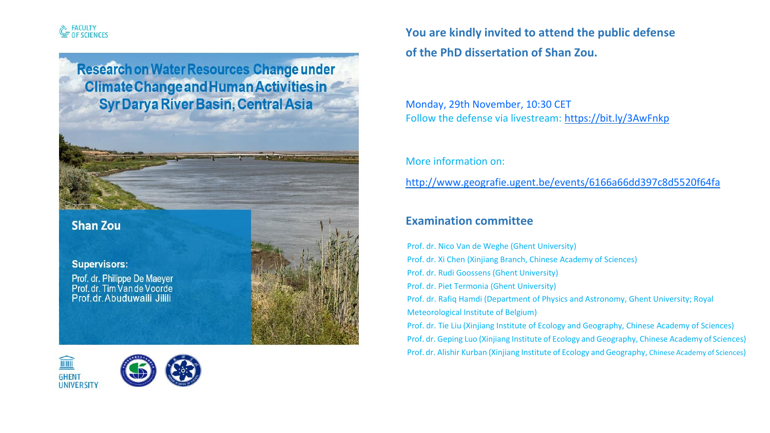FACULTY OF SCIENCES

# Research on Water Resources Change under Climate Change and Human Activities in Syr Darya River Basin, Central Asia

**Shan Zou**

**Supervisors:**

Prof. dr. Philippe De Maeyer
Prof. dr. Tim Van de Voorde
Prof. dr. Abuduwaili Jilili

GHENT UNIVERSITY

**You are kindly invited to attend the public defense of the PhD dissertation of Shan Zou.**

Monday, 29th November, 10:30 CET
Follow the defense via livestream: https://bit.ly/3AwFnkp

More information on:

http://www.geografie.ugent.be/events/6166a66dd397c8d5520f64fa

## Examination committee

Prof. dr. Nico Van de Weghe (Ghent University)
Prof. dr. Xi Chen (Xinjiang Branch, Chinese Academy of Sciences)
Prof. dr. Rudi Goossens (Ghent University)
Prof. dr. Piet Termonia (Ghent University)
Prof. dr. Rafiq Hamdi (Department of Physics and Astronomy, Ghent University; Royal Meteorological Institute of Belgium)
Prof. dr. Tie Liu (Xinjiang Institute of Ecology and Geography, Chinese Academy of Sciences)
Prof. dr. Geping Luo (Xinjiang Institute of Ecology and Geography, Chinese Academy of Sciences)
Prof. dr. Alishir Kurban (Xinjiang Institute of Ecology and Geography, Chinese Academy of Sciences)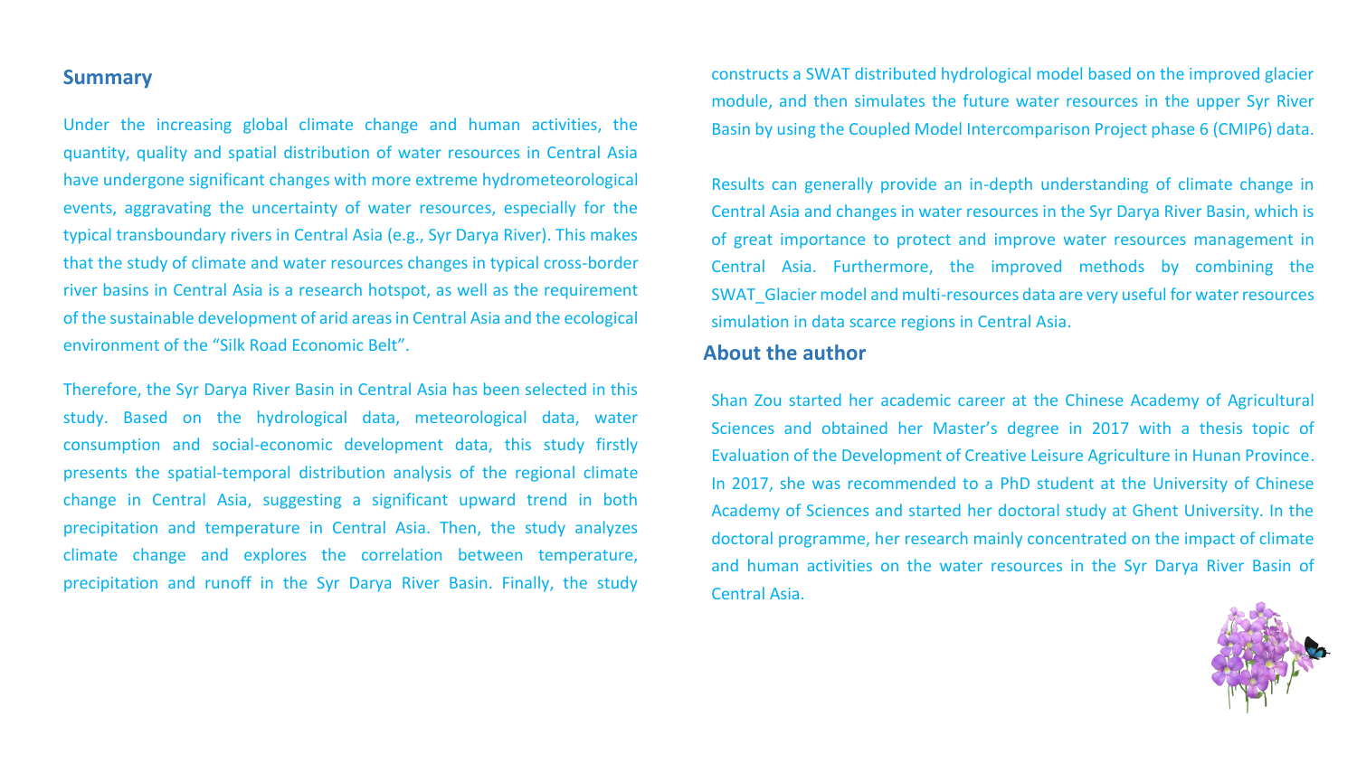## Summary

Under the increasing global climate change and human activities, the quantity, quality and spatial distribution of water resources in Central Asia have undergone significant changes with more extreme hydrometeorological events, aggravating the uncertainty of water resources, especially for the typical transboundary rivers in Central Asia (e.g., Syr Darya River). This makes that the study of climate and water resources changes in typical cross-border river basins in Central Asia is a research hotspot, as well as the requirement of the sustainable development of arid areas in Central Asia and the ecological environment of the "Silk Road Economic Belt".

Therefore, the Syr Darya River Basin in Central Asia has been selected in this study. Based on the hydrological data, meteorological data, water consumption and social-economic development data, this study firstly presents the spatial-temporal distribution analysis of the regional climate change in Central Asia, suggesting a significant upward trend in both precipitation and temperature in Central Asia. Then, the study analyzes climate change and explores the correlation between temperature, precipitation and runoff in the Syr Darya River Basin. Finally, the study constructs a SWAT distributed hydrological model based on the improved glacier module, and then simulates the future water resources in the upper Syr River Basin by using the Coupled Model Intercomparison Project phase 6 (CMIP6) data.

Results can generally provide an in-depth understanding of climate change in Central Asia and changes in water resources in the Syr Darya River Basin, which is of great importance to protect and improve water resources management in Central Asia. Furthermore, the improved methods by combining the SWAT_Glacier model and multi-resources data are very useful for water resources simulation in data scarce regions in Central Asia.

## About the author

Shan Zou started her academic career at the Chinese Academy of Agricultural Sciences and obtained her Master's degree in 2017 with a thesis topic of Evaluation of the Development of Creative Leisure Agriculture in Hunan Province. In 2017, she was recommended to a PhD student at the University of Chinese Academy of Sciences and started her doctoral study at Ghent University. In the doctoral programme, her research mainly concentrated on the impact of climate and human activities on the water resources in the Syr Darya River Basin of Central Asia.